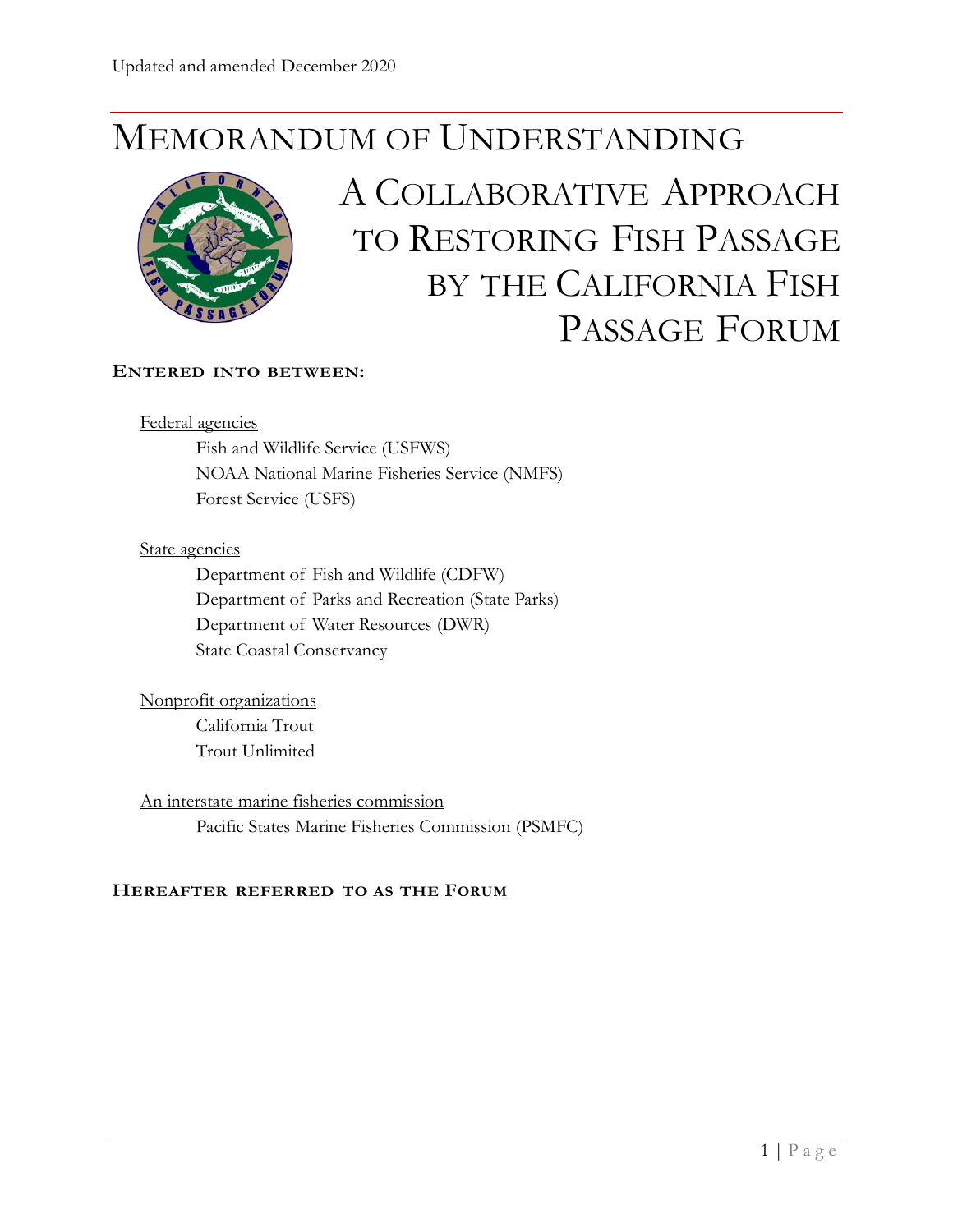Updated and amended December 2020

# Memorandum of Understanding

## A Collaborative Approach to Restoring Fish Passage by the California Fish Passage Forum

**Entered into between:**

Federal agencies

- Fish and Wildlife Service (USFWS)
- NOAA National Marine Fisheries Service (NMFS)
- Forest Service (USFS)

State agencies

- Department of Fish and Wildlife (CDFW)
- Department of Parks and Recreation (State Parks)
- Department of Water Resources (DWR)
- State Coastal Conservancy

Nonprofit organizations

- California Trout
- Trout Unlimited

An interstate marine fisheries commission

- Pacific States Marine Fisheries Commission (PSMFC)

**Hereafter referred to as the Forum**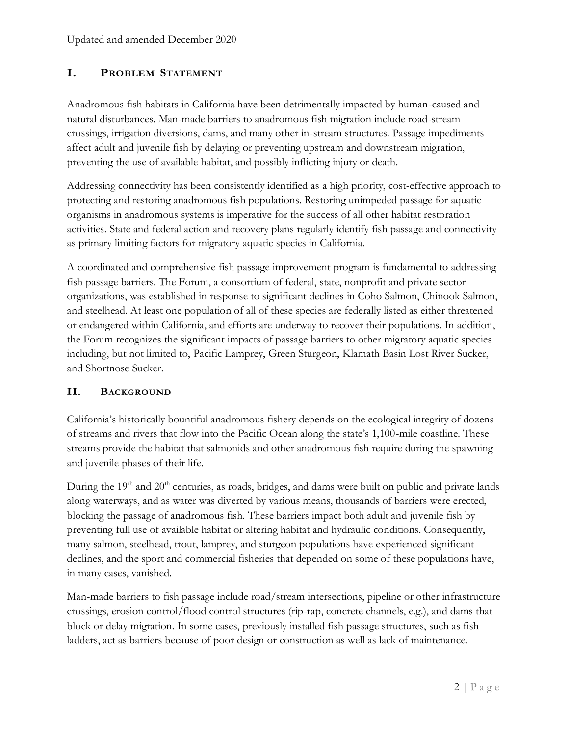Updated and amended December 2020

## I. Problem Statement

Anadromous fish habitats in California have been detrimentally impacted by human-caused and natural disturbances. Man-made barriers to anadromous fish migration include road-stream crossings, irrigation diversions, dams, and many other in-stream structures. Passage impediments affect adult and juvenile fish by delaying or preventing upstream and downstream migration, preventing the use of available habitat, and possibly inflicting injury or death.

Addressing connectivity has been consistently identified as a high priority, cost-effective approach to protecting and restoring anadromous fish populations. Restoring unimpeded passage for aquatic organisms in anadromous systems is imperative for the success of all other habitat restoration activities. State and federal action and recovery plans regularly identify fish passage and connectivity as primary limiting factors for migratory aquatic species in California.

A coordinated and comprehensive fish passage improvement program is fundamental to addressing fish passage barriers. The Forum, a consortium of federal, state, nonprofit and private sector organizations, was established in response to significant declines in Coho Salmon, Chinook Salmon, and steelhead. At least one population of all of these species are federally listed as either threatened or endangered within California, and efforts are underway to recover their populations. In addition, the Forum recognizes the significant impacts of passage barriers to other migratory aquatic species including, but not limited to, Pacific Lamprey, Green Sturgeon, Klamath Basin Lost River Sucker, and Shortnose Sucker.

## II. Background

California's historically bountiful anadromous fishery depends on the ecological integrity of dozens of streams and rivers that flow into the Pacific Ocean along the state's 1,100-mile coastline. These streams provide the habitat that salmonids and other anadromous fish require during the spawning and juvenile phases of their life.

During the 19th and 20th centuries, as roads, bridges, and dams were built on public and private lands along waterways, and as water was diverted by various means, thousands of barriers were erected, blocking the passage of anadromous fish. These barriers impact both adult and juvenile fish by preventing full use of available habitat or altering habitat and hydraulic conditions. Consequently, many salmon, steelhead, trout, lamprey, and sturgeon populations have experienced significant declines, and the sport and commercial fisheries that depended on some of these populations have, in many cases, vanished.

Man-made barriers to fish passage include road/stream intersections, pipeline or other infrastructure crossings, erosion control/flood control structures (rip-rap, concrete channels, e.g.), and dams that block or delay migration. In some cases, previously installed fish passage structures, such as fish ladders, act as barriers because of poor design or construction as well as lack of maintenance.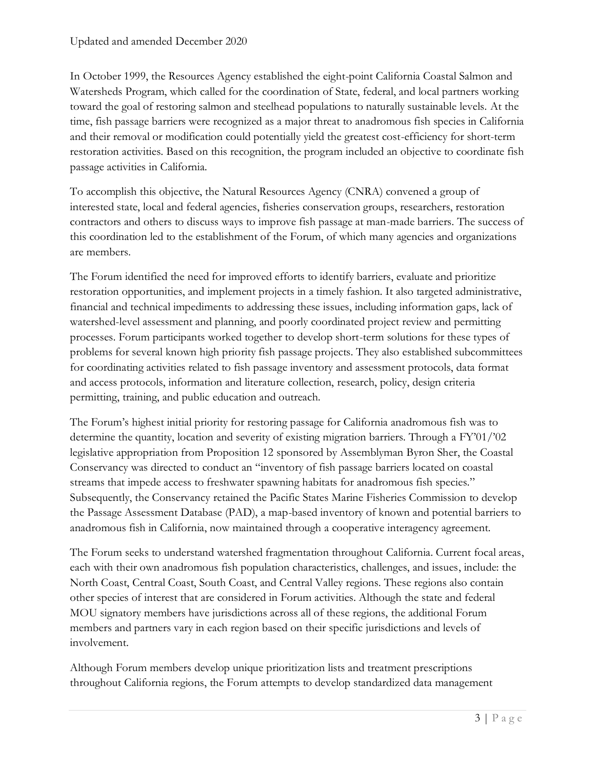In October 1999, the Resources Agency established the eight-point California Coastal Salmon and Watersheds Program, which called for the coordination of State, federal, and local partners working toward the goal of restoring salmon and steelhead populations to naturally sustainable levels. At the time, fish passage barriers were recognized as a major threat to anadromous fish species in California and their removal or modification could potentially yield the greatest cost-efficiency for short-term restoration activities. Based on this recognition, the program included an objective to coordinate fish passage activities in California.

To accomplish this objective, the Natural Resources Agency (CNRA) convened a group of interested state, local and federal agencies, fisheries conservation groups, researchers, restoration contractors and others to discuss ways to improve fish passage at man-made barriers. The success of this coordination led to the establishment of the Forum, of which many agencies and organizations are members.

The Forum identified the need for improved efforts to identify barriers, evaluate and prioritize restoration opportunities, and implement projects in a timely fashion. It also targeted administrative, financial and technical impediments to addressing these issues, including information gaps, lack of watershed-level assessment and planning, and poorly coordinated project review and permitting processes. Forum participants worked together to develop short-term solutions for these types of problems for several known high priority fish passage projects. They also established subcommittees for coordinating activities related to fish passage inventory and assessment protocols, data format and access protocols, information and literature collection, research, policy, design criteria permitting, training, and public education and outreach.

The Forum's highest initial priority for restoring passage for California anadromous fish was to determine the quantity, location and severity of existing migration barriers. Through a FY'01/'02 legislative appropriation from Proposition 12 sponsored by Assemblyman Byron Sher, the Coastal Conservancy was directed to conduct an "inventory of fish passage barriers located on coastal streams that impede access to freshwater spawning habitats for anadromous fish species." Subsequently, the Conservancy retained the Pacific States Marine Fisheries Commission to develop the Passage Assessment Database (PAD), a map-based inventory of known and potential barriers to anadromous fish in California, now maintained through a cooperative interagency agreement.

The Forum seeks to understand watershed fragmentation throughout California. Current focal areas, each with their own anadromous fish population characteristics, challenges, and issues, include: the North Coast, Central Coast, South Coast, and Central Valley regions. These regions also contain other species of interest that are considered in Forum activities. Although the state and federal MOU signatory members have jurisdictions across all of these regions, the additional Forum members and partners vary in each region based on their specific jurisdictions and levels of involvement.

Although Forum members develop unique prioritization lists and treatment prescriptions throughout California regions, the Forum attempts to develop standardized data management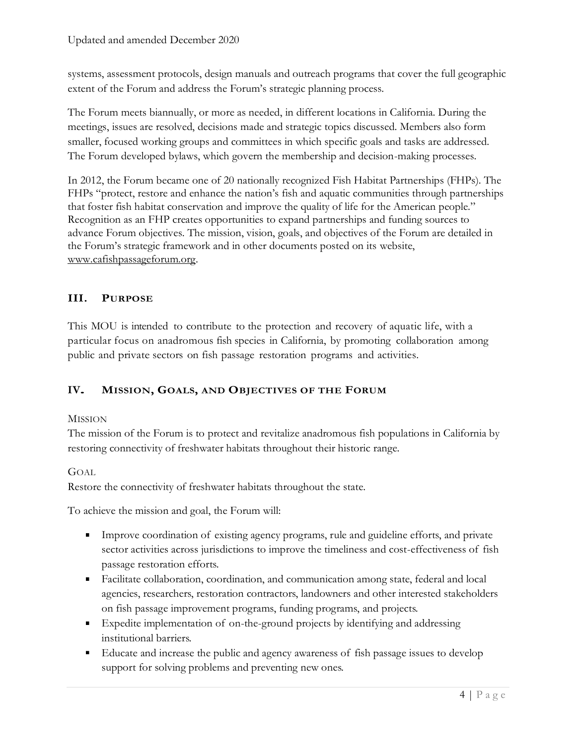systems, assessment protocols, design manuals and outreach programs that cover the full geographic extent of the Forum and address the Forum's strategic planning process.

The Forum meets biannually, or more as needed, in different locations in California. During the meetings, issues are resolved, decisions made and strategic topics discussed. Members also form smaller, focused working groups and committees in which specific goals and tasks are addressed. The Forum developed bylaws, which govern the membership and decision-making processes.

In 2012, the Forum became one of 20 nationally recognized Fish Habitat Partnerships (FHPs). The FHPs "protect, restore and enhance the nation's fish and aquatic communities through partnerships that foster fish habitat conservation and improve the quality of life for the American people." Recognition as an FHP creates opportunities to expand partnerships and funding sources to advance Forum objectives. The mission, vision, goals, and objectives of the Forum are detailed in the Forum's strategic framework and in other documents posted on its website, www.cafishpassageforum.org.

## III. Purpose

This MOU is intended to contribute to the protection and recovery of aquatic life, with a particular focus on anadromous fish species in California, by promoting collaboration among public and private sectors on fish passage restoration programs and activities.

## IV. Mission, Goals, and Objectives of the Forum

### Mission

The mission of the Forum is to protect and revitalize anadromous fish populations in California by restoring connectivity of freshwater habitats throughout their historic range.

### Goal

Restore the connectivity of freshwater habitats throughout the state.

To achieve the mission and goal, the Forum will:

- Improve coordination of existing agency programs, rule and guideline efforts, and private sector activities across jurisdictions to improve the timeliness and cost-effectiveness of fish passage restoration efforts.
- Facilitate collaboration, coordination, and communication among state, federal and local agencies, researchers, restoration contractors, landowners and other interested stakeholders on fish passage improvement programs, funding programs, and projects.
- Expedite implementation of on-the-ground projects by identifying and addressing institutional barriers.
- Educate and increase the public and agency awareness of fish passage issues to develop support for solving problems and preventing new ones.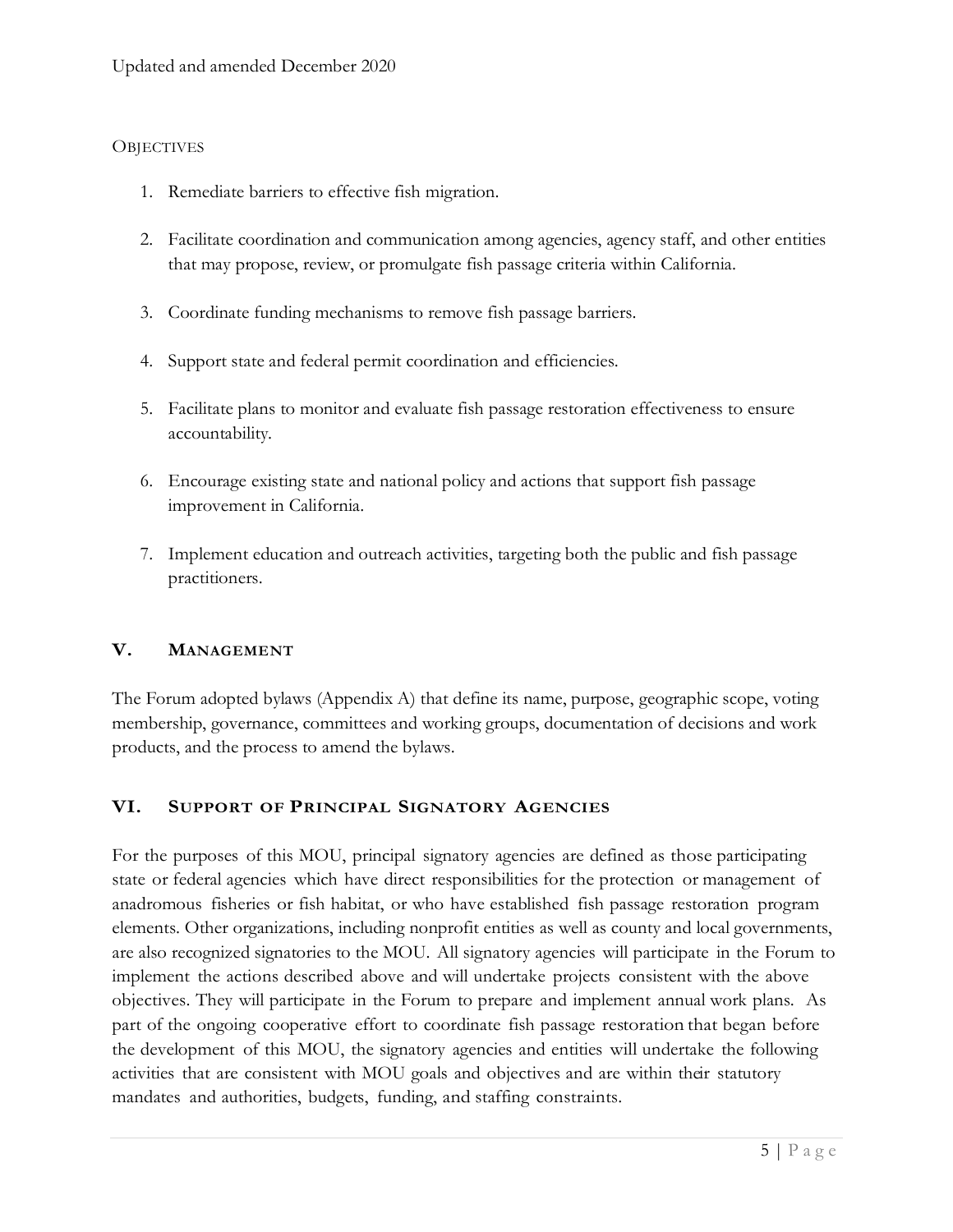### Objectives

1. Remediate barriers to effective fish migration.
2. Facilitate coordination and communication among agencies, agency staff, and other entities that may propose, review, or promulgate fish passage criteria within California.
3. Coordinate funding mechanisms to remove fish passage barriers.
4. Support state and federal permit coordination and efficiencies.
5. Facilitate plans to monitor and evaluate fish passage restoration effectiveness to ensure accountability.
6. Encourage existing state and national policy and actions that support fish passage improvement in California.
7. Implement education and outreach activities, targeting both the public and fish passage practitioners.

## V. Management

The Forum adopted bylaws (Appendix A) that define its name, purpose, geographic scope, voting membership, governance, committees and working groups, documentation of decisions and work products, and the process to amend the bylaws.

## VI. Support of Principal Signatory Agencies

For the purposes of this MOU, principal signatory agencies are defined as those participating state or federal agencies which have direct responsibilities for the protection or management of anadromous fisheries or fish habitat, or who have established fish passage restoration program elements. Other organizations, including nonprofit entities as well as county and local governments, are also recognized signatories to the MOU. All signatory agencies will participate in the Forum to implement the actions described above and will undertake projects consistent with the above objectives. They will participate in the Forum to prepare and implement annual work plans. As part of the ongoing cooperative effort to coordinate fish passage restoration that began before the development of this MOU, the signatory agencies and entities will undertake the following activities that are consistent with MOU goals and objectives and are within their statutory mandates and authorities, budgets, funding, and staffing constraints.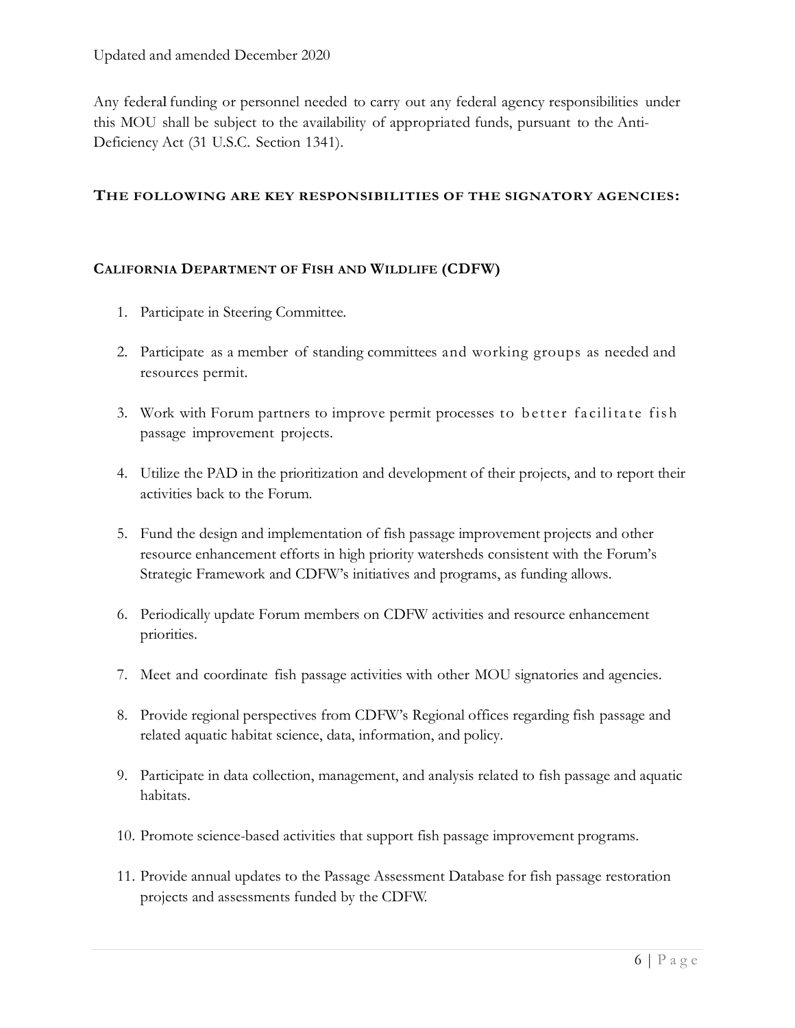Any federal funding or personnel needed to carry out any federal agency responsibilities under this MOU shall be subject to the availability of appropriated funds, pursuant to the Anti-Deficiency Act (31 U.S.C. Section 1341).

### THE FOLLOWING ARE KEY RESPONSIBILITIES OF THE SIGNATORY AGENCIES:

### CALIFORNIA DEPARTMENT OF FISH AND WILDLIFE (CDFW)

1. Participate in Steering Committee.
2. Participate as a member of standing committees and working groups as needed and resources permit.
3. Work with Forum partners to improve permit processes to better facilitate fish passage improvement projects.
4. Utilize the PAD in the prioritization and development of their projects, and to report their activities back to the Forum.
5. Fund the design and implementation of fish passage improvement projects and other resource enhancement efforts in high priority watersheds consistent with the Forum's Strategic Framework and CDFW's initiatives and programs, as funding allows.
6. Periodically update Forum members on CDFW activities and resource enhancement priorities.
7. Meet and coordinate fish passage activities with other MOU signatories and agencies.
8. Provide regional perspectives from CDFW's Regional offices regarding fish passage and related aquatic habitat science, data, information, and policy.
9. Participate in data collection, management, and analysis related to fish passage and aquatic habitats.
10. Promote science-based activities that support fish passage improvement programs.
11. Provide annual updates to the Passage Assessment Database for fish passage restoration projects and assessments funded by the CDFW.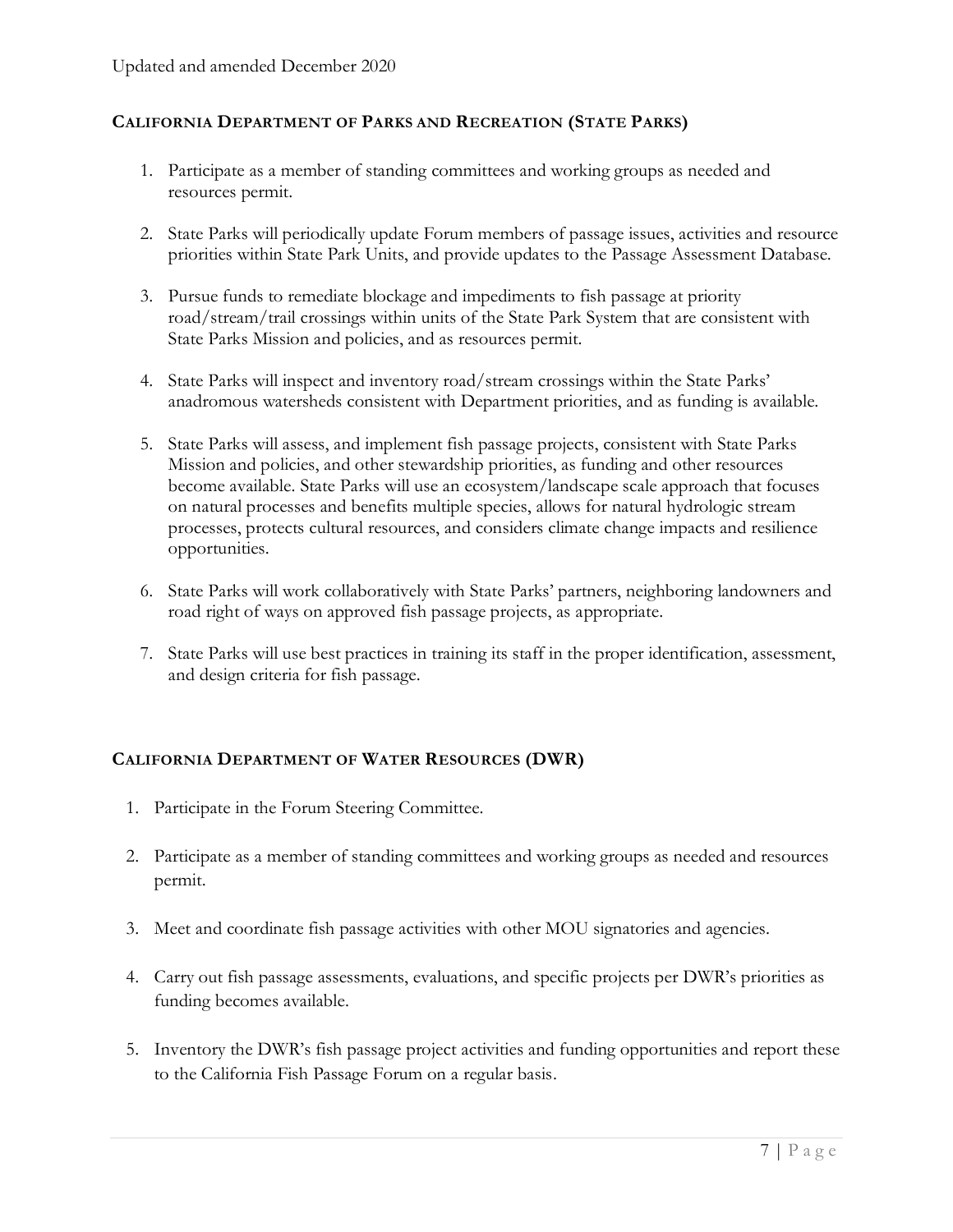### CALIFORNIA DEPARTMENT OF PARKS AND RECREATION (STATE PARKS)

1. Participate as a member of standing committees and working groups as needed and resources permit.

2. State Parks will periodically update Forum members of passage issues, activities and resource priorities within State Park Units, and provide updates to the Passage Assessment Database.

3. Pursue funds to remediate blockage and impediments to fish passage at priority road/stream/trail crossings within units of the State Park System that are consistent with State Parks Mission and policies, and as resources permit.

4. State Parks will inspect and inventory road/stream crossings within the State Parks' anadromous watersheds consistent with Department priorities, and as funding is available.

5. State Parks will assess, and implement fish passage projects, consistent with State Parks Mission and policies, and other stewardship priorities, as funding and other resources become available. State Parks will use an ecosystem/landscape scale approach that focuses on natural processes and benefits multiple species, allows for natural hydrologic stream processes, protects cultural resources, and considers climate change impacts and resilience opportunities.

6. State Parks will work collaboratively with State Parks' partners, neighboring landowners and road right of ways on approved fish passage projects, as appropriate.

7. State Parks will use best practices in training its staff in the proper identification, assessment, and design criteria for fish passage.

### CALIFORNIA DEPARTMENT OF WATER RESOURCES (DWR)

1. Participate in the Forum Steering Committee.

2. Participate as a member of standing committees and working groups as needed and resources permit.

3. Meet and coordinate fish passage activities with other MOU signatories and agencies.

4. Carry out fish passage assessments, evaluations, and specific projects per DWR's priorities as funding becomes available.

5. Inventory the DWR's fish passage project activities and funding opportunities and report these to the California Fish Passage Forum on a regular basis.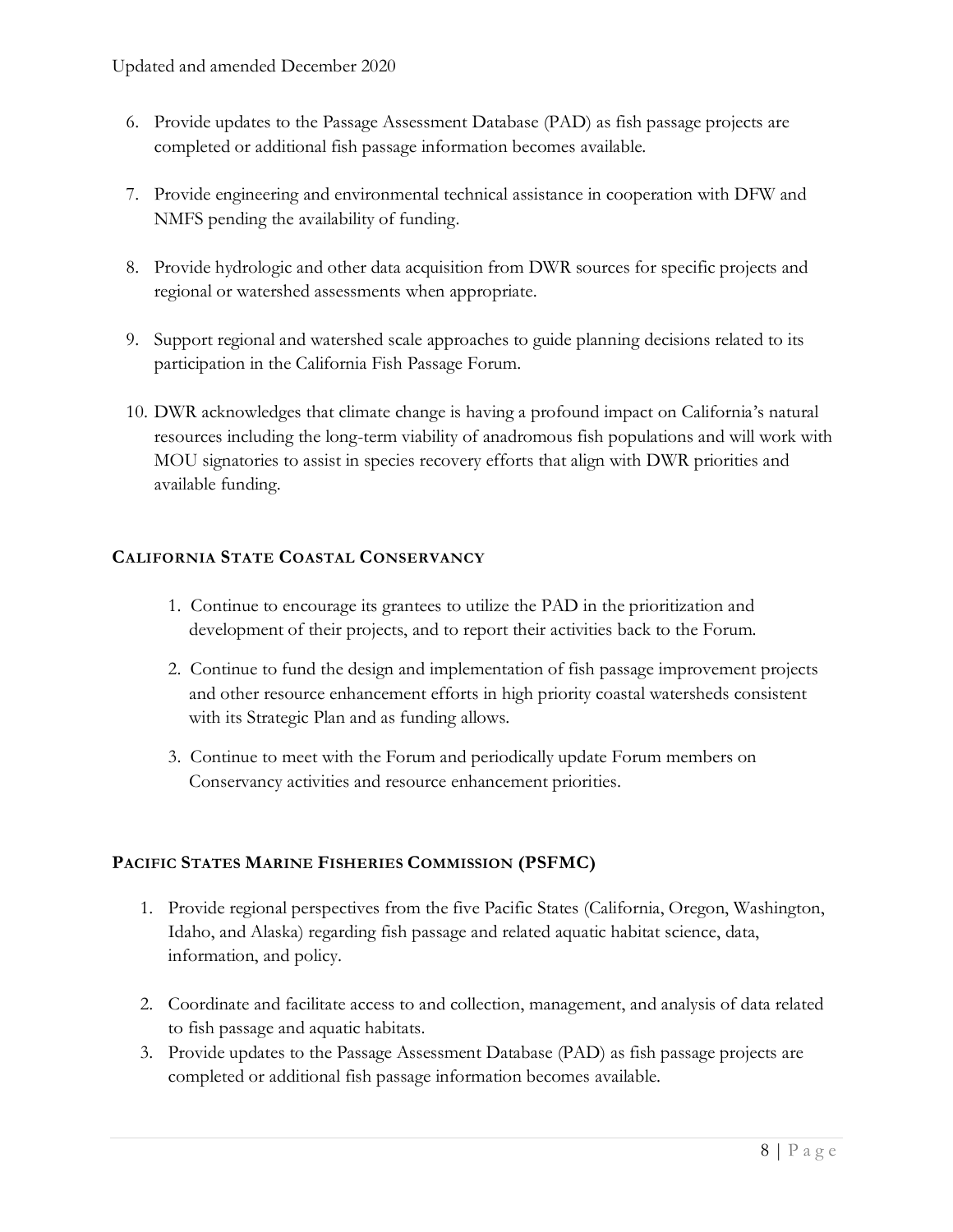6. Provide updates to the Passage Assessment Database (PAD) as fish passage projects are completed or additional fish passage information becomes available.

7. Provide engineering and environmental technical assistance in cooperation with DFW and NMFS pending the availability of funding.

8. Provide hydrologic and other data acquisition from DWR sources for specific projects and regional or watershed assessments when appropriate.

9. Support regional and watershed scale approaches to guide planning decisions related to its participation in the California Fish Passage Forum.

10. DWR acknowledges that climate change is having a profound impact on California's natural resources including the long-term viability of anadromous fish populations and will work with MOU signatories to assist in species recovery efforts that align with DWR priorities and available funding.

### California State Coastal Conservancy

1. Continue to encourage its grantees to utilize the PAD in the prioritization and development of their projects, and to report their activities back to the Forum.

2. Continue to fund the design and implementation of fish passage improvement projects and other resource enhancement efforts in high priority coastal watersheds consistent with its Strategic Plan and as funding allows.

3. Continue to meet with the Forum and periodically update Forum members on Conservancy activities and resource enhancement priorities.

### Pacific States Marine Fisheries Commission (PSFMC)

1. Provide regional perspectives from the five Pacific States (California, Oregon, Washington, Idaho, and Alaska) regarding fish passage and related aquatic habitat science, data, information, and policy.

2. Coordinate and facilitate access to and collection, management, and analysis of data related to fish passage and aquatic habitats.
3. Provide updates to the Passage Assessment Database (PAD) as fish passage projects are completed or additional fish passage information becomes available.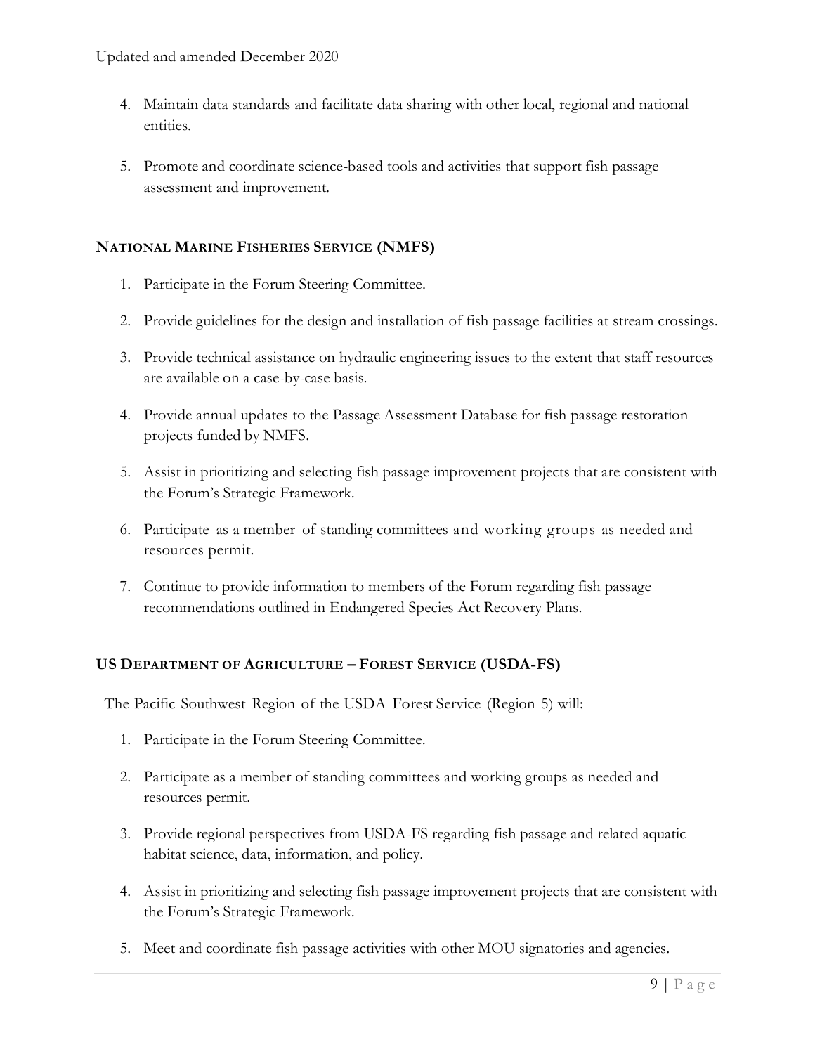4. Maintain data standards and facilitate data sharing with other local, regional and national entities.

5. Promote and coordinate science-based tools and activities that support fish passage assessment and improvement.

### NATIONAL MARINE FISHERIES SERVICE (NMFS)

1. Participate in the Forum Steering Committee.

2. Provide guidelines for the design and installation of fish passage facilities at stream crossings.

3. Provide technical assistance on hydraulic engineering issues to the extent that staff resources are available on a case-by-case basis.

4. Provide annual updates to the Passage Assessment Database for fish passage restoration projects funded by NMFS.

5. Assist in prioritizing and selecting fish passage improvement projects that are consistent with the Forum's Strategic Framework.

6. Participate as a member of standing committees and working groups as needed and resources permit.

7. Continue to provide information to members of the Forum regarding fish passage recommendations outlined in Endangered Species Act Recovery Plans.

### US DEPARTMENT OF AGRICULTURE – FOREST SERVICE (USDA-FS)

The Pacific Southwest Region of the USDA Forest Service (Region 5) will:

1. Participate in the Forum Steering Committee.

2. Participate as a member of standing committees and working groups as needed and resources permit.

3. Provide regional perspectives from USDA-FS regarding fish passage and related aquatic habitat science, data, information, and policy.

4. Assist in prioritizing and selecting fish passage improvement projects that are consistent with the Forum's Strategic Framework.

5. Meet and coordinate fish passage activities with other MOU signatories and agencies.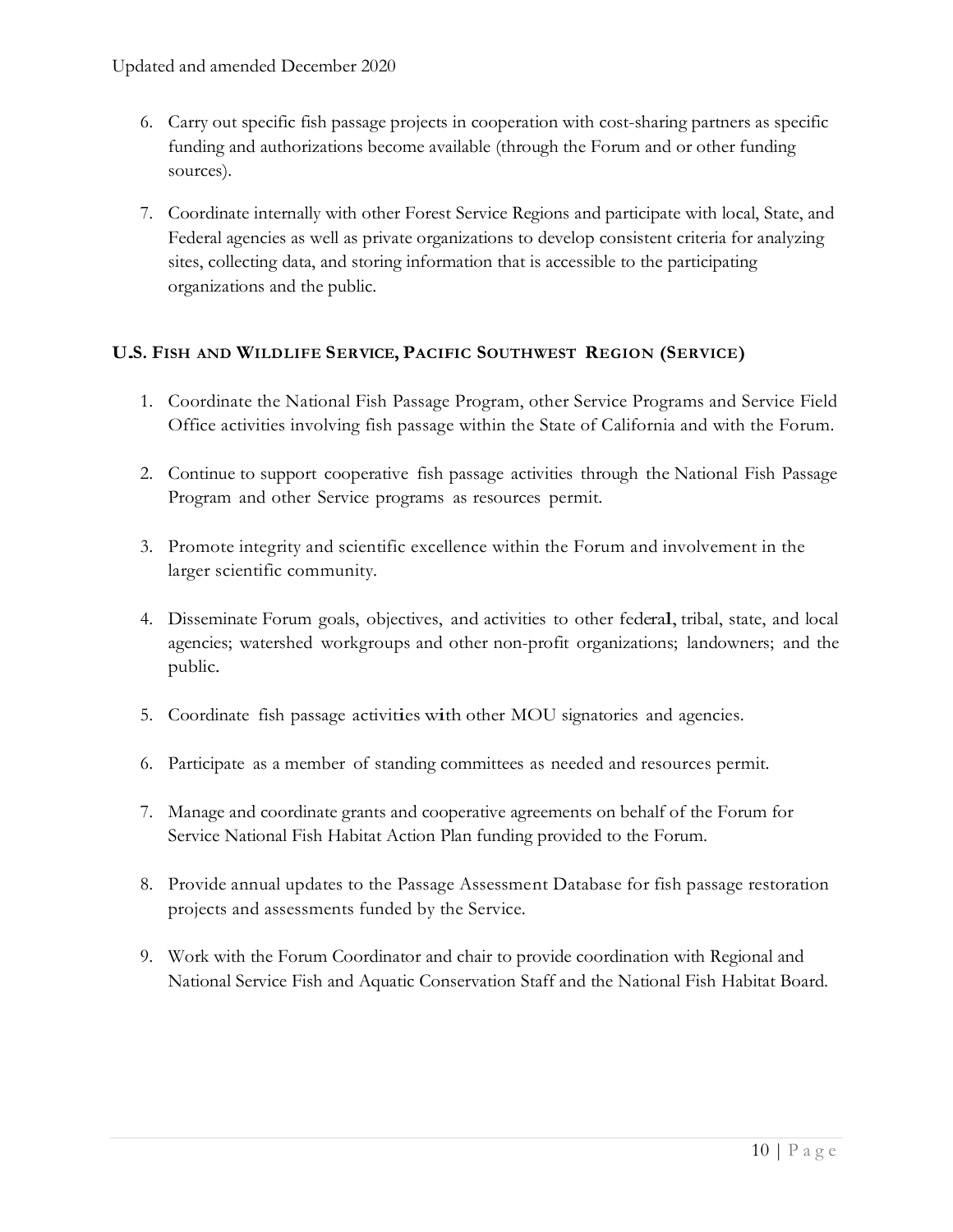6. Carry out specific fish passage projects in cooperation with cost-sharing partners as specific funding and authorizations become available (through the Forum and or other funding sources).

7. Coordinate internally with other Forest Service Regions and participate with local, State, and Federal agencies as well as private organizations to develop consistent criteria for analyzing sites, collecting data, and storing information that is accessible to the participating organizations and the public.

### U.S. FISH AND WILDLIFE SERVICE, PACIFIC SOUTHWEST REGION (SERVICE)

1. Coordinate the National Fish Passage Program, other Service Programs and Service Field Office activities involving fish passage within the State of California and with the Forum.

2. Continue to support cooperative fish passage activities through the National Fish Passage Program and other Service programs as resources permit.

3. Promote integrity and scientific excellence within the Forum and involvement in the larger scientific community.

4. Disseminate Forum goals, objectives, and activities to other federal, tribal, state, and local agencies; watershed workgroups and other non-profit organizations; landowners; and the public.

5. Coordinate fish passage activities with other MOU signatories and agencies.

6. Participate as a member of standing committees as needed and resources permit.

7. Manage and coordinate grants and cooperative agreements on behalf of the Forum for Service National Fish Habitat Action Plan funding provided to the Forum.

8. Provide annual updates to the Passage Assessment Database for fish passage restoration projects and assessments funded by the Service.

9. Work with the Forum Coordinator and chair to provide coordination with Regional and National Service Fish and Aquatic Conservation Staff and the National Fish Habitat Board.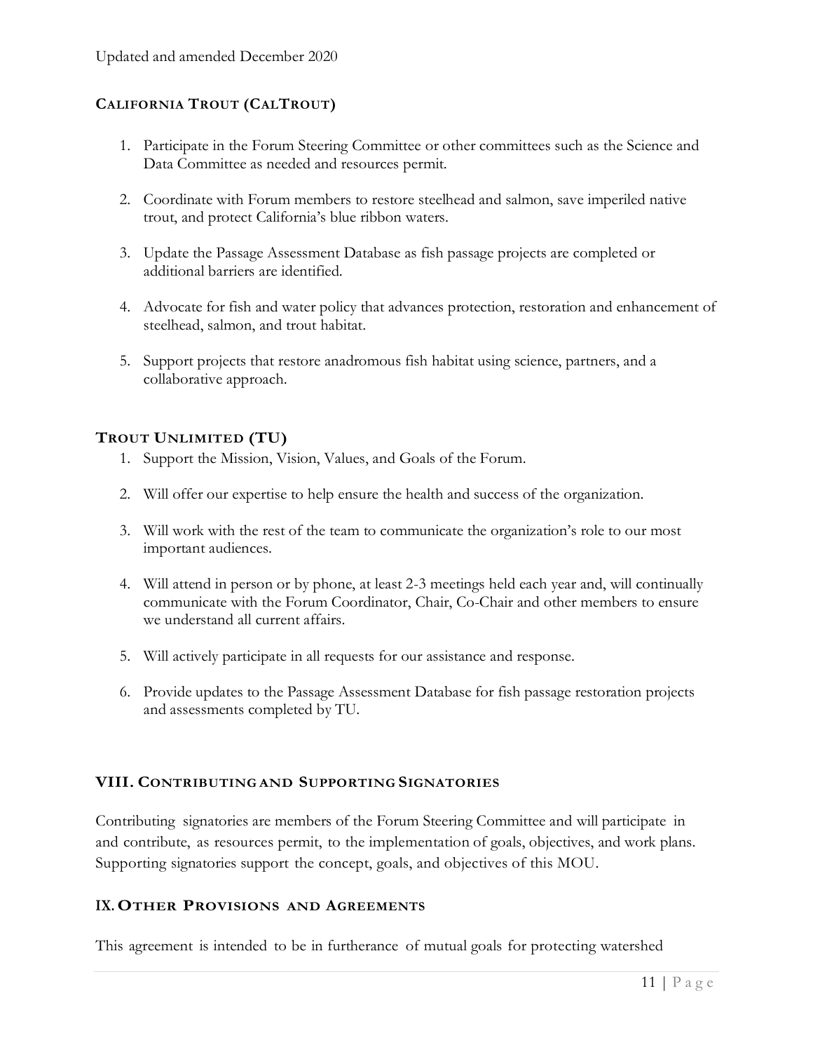### California Trout (CalTrout)

1. Participate in the Forum Steering Committee or other committees such as the Science and Data Committee as needed and resources permit.

2. Coordinate with Forum members to restore steelhead and salmon, save imperiled native trout, and protect California's blue ribbon waters.

3. Update the Passage Assessment Database as fish passage projects are completed or additional barriers are identified.

4. Advocate for fish and water policy that advances protection, restoration and enhancement of steelhead, salmon, and trout habitat.

5. Support projects that restore anadromous fish habitat using science, partners, and a collaborative approach.

### Trout Unlimited (TU)

1. Support the Mission, Vision, Values, and Goals of the Forum.

2. Will offer our expertise to help ensure the health and success of the organization.

3. Will work with the rest of the team to communicate the organization's role to our most important audiences.

4. Will attend in person or by phone, at least 2-3 meetings held each year and, will continually communicate with the Forum Coordinator, Chair, Co-Chair and other members to ensure we understand all current affairs.

5. Will actively participate in all requests for our assistance and response.

6. Provide updates to the Passage Assessment Database for fish passage restoration projects and assessments completed by TU.

## VIII. Contributing and Supporting Signatories

Contributing signatories are members of the Forum Steering Committee and will participate in and contribute, as resources permit, to the implementation of goals, objectives, and work plans. Supporting signatories support the concept, goals, and objectives of this MOU.

## IX. Other Provisions and Agreements

This agreement is intended to be in furtherance of mutual goals for protecting watershed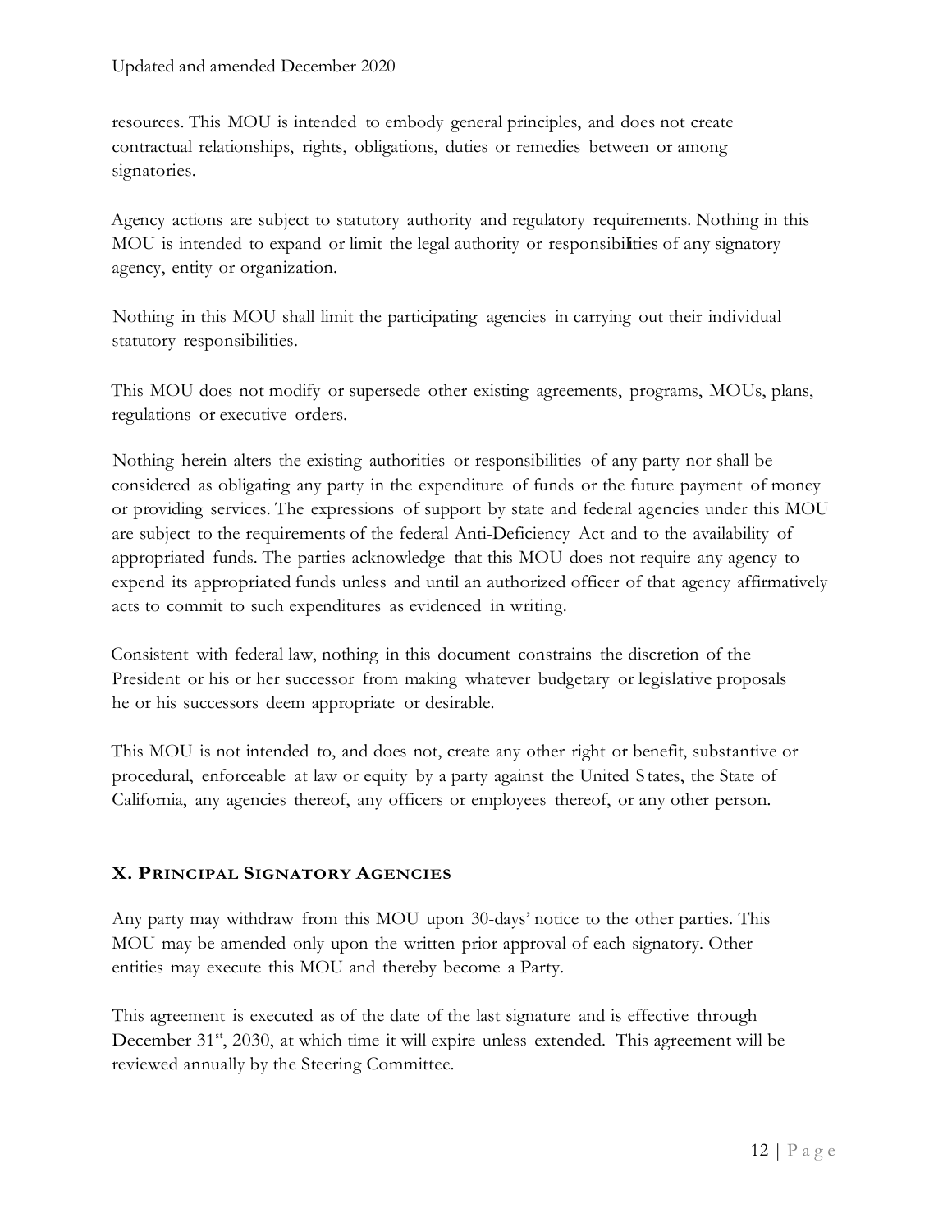resources. This MOU is intended to embody general principles, and does not create contractual relationships, rights, obligations, duties or remedies between or among signatories.

Agency actions are subject to statutory authority and regulatory requirements. Nothing in this MOU is intended to expand or limit the legal authority or responsibilities of any signatory agency, entity or organization.

Nothing in this MOU shall limit the participating agencies in carrying out their individual statutory responsibilities.

This MOU does not modify or supersede other existing agreements, programs, MOUs, plans, regulations or executive orders.

Nothing herein alters the existing authorities or responsibilities of any party nor shall be considered as obligating any party in the expenditure of funds or the future payment of money or providing services. The expressions of support by state and federal agencies under this MOU are subject to the requirements of the federal Anti-Deficiency Act and to the availability of appropriated funds. The parties acknowledge that this MOU does not require any agency to expend its appropriated funds unless and until an authorized officer of that agency affirmatively acts to commit to such expenditures as evidenced in writing.

Consistent with federal law, nothing in this document constrains the discretion of the President or his or her successor from making whatever budgetary or legislative proposals he or his successors deem appropriate or desirable.

This MOU is not intended to, and does not, create any other right or benefit, substantive or procedural, enforceable at law or equity by a party against the United States, the State of California, any agencies thereof, any officers or employees thereof, or any other person.

## X. Principal Signatory Agencies

Any party may withdraw from this MOU upon 30-days' notice to the other parties. This MOU may be amended only upon the written prior approval of each signatory. Other entities may execute this MOU and thereby become a Party.

This agreement is executed as of the date of the last signature and is effective through December 31st, 2030, at which time it will expire unless extended. This agreement will be reviewed annually by the Steering Committee.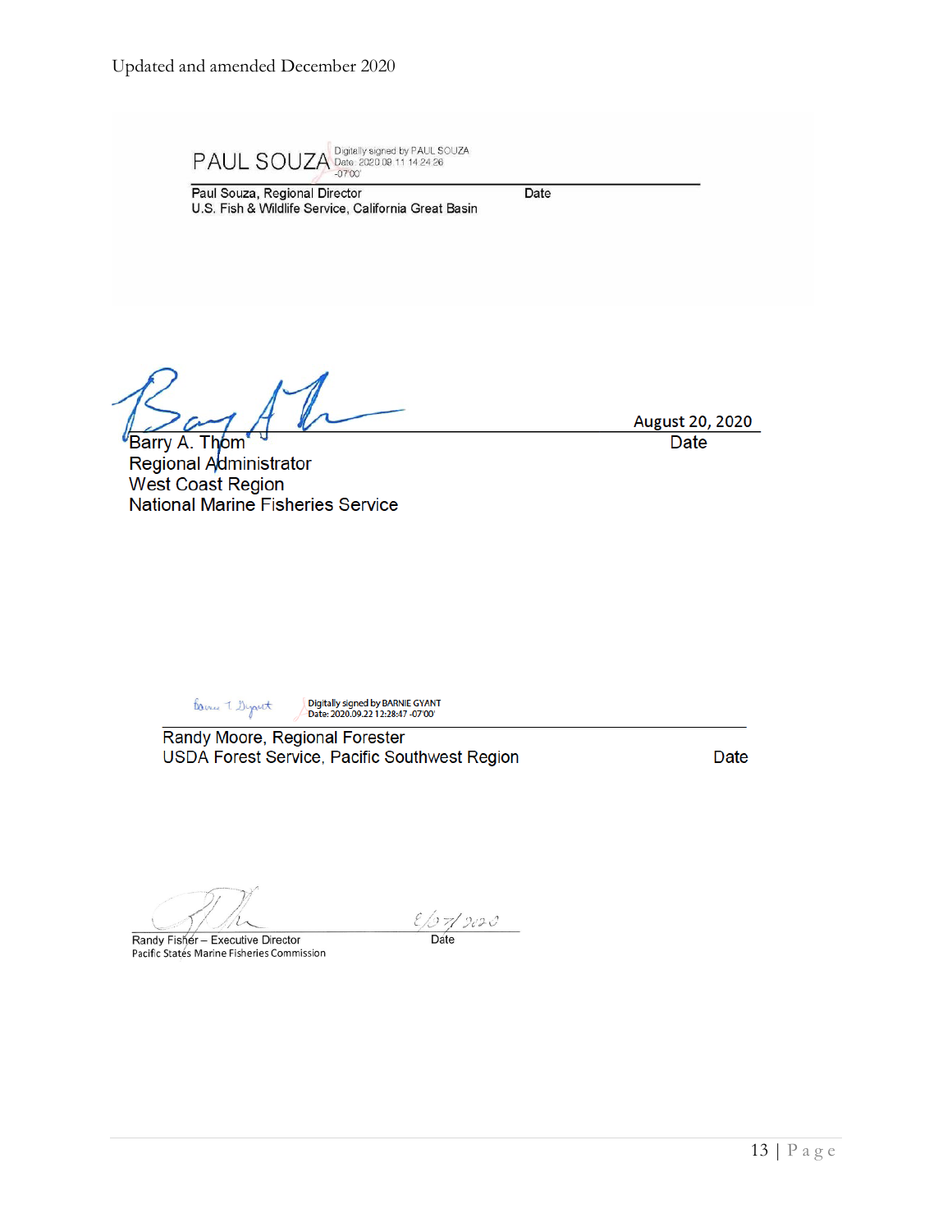Updated and amended December 2020

PAUL SOUZA Digitally signed by PAUL SOUZA Date: 2020.09.11 14:24:26 -07'00'

Paul Souza, Regional Director
U.S. Fish & Wildlife Service, California Great Basin

Date

August 20, 2020

Barry A. Thom
Regional Administrator
West Coast Region
National Marine Fisheries Service

Date

Digitally signed by BARNIE GYANT
Date: 2020.09.22 12:28:47 -07'00'

Randy Moore, Regional Forester
USDA Forest Service, Pacific Southwest Region

Date

8/27/2020

Randy Fisher – Executive Director
Pacific States Marine Fisheries Commission

Date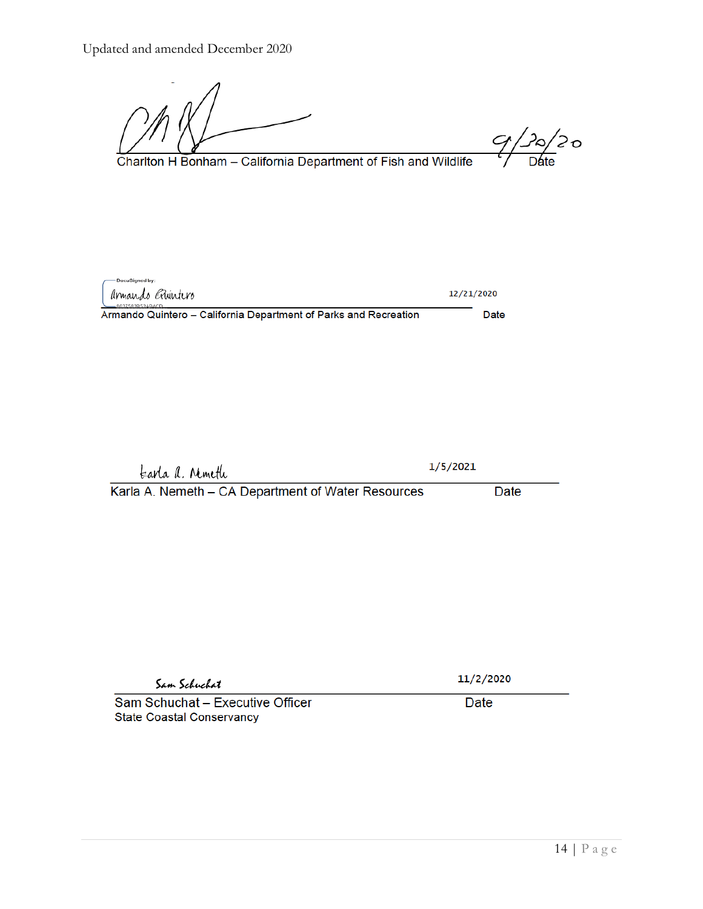Updated and amended December 2020

Charlton H Bonham – California Department of Fish and Wildlife — Date: 9/30/20

DocuSigned by: Armando Quintero

Armando Quintero – California Department of Parks and Recreation — Date: 12/21/2020

Karla A. Nemeth

Karla A. Nemeth – CA Department of Water Resources — Date: 1/5/2021

Sam Schuchat

Sam Schuchat – Executive Officer
State Coastal Conservancy — Date: 11/2/2020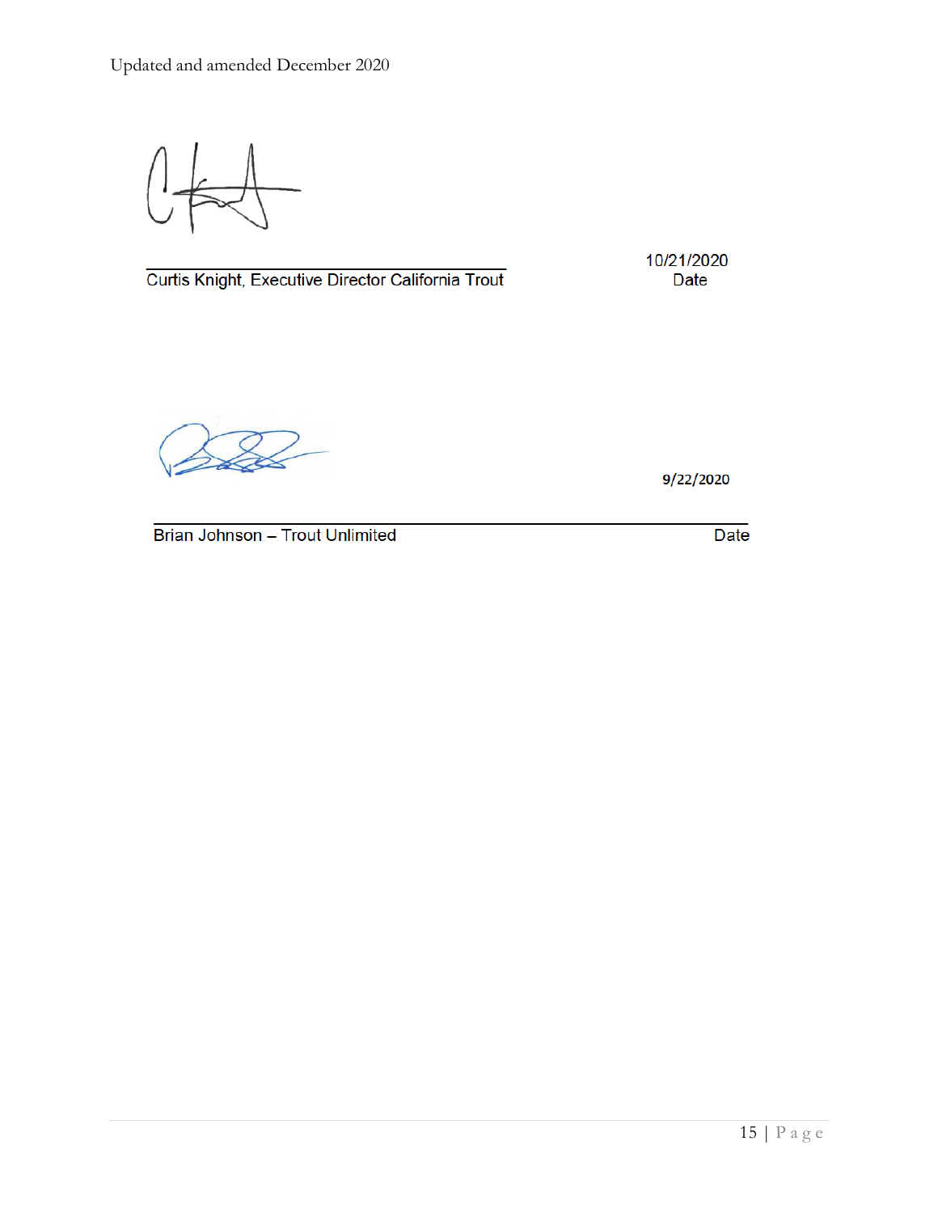Updated and amended December 2020

Curtis Knight, Executive Director California Trout — 10/21/2020
Date

Brian Johnson – Trout Unlimited — 9/22/2020
Date